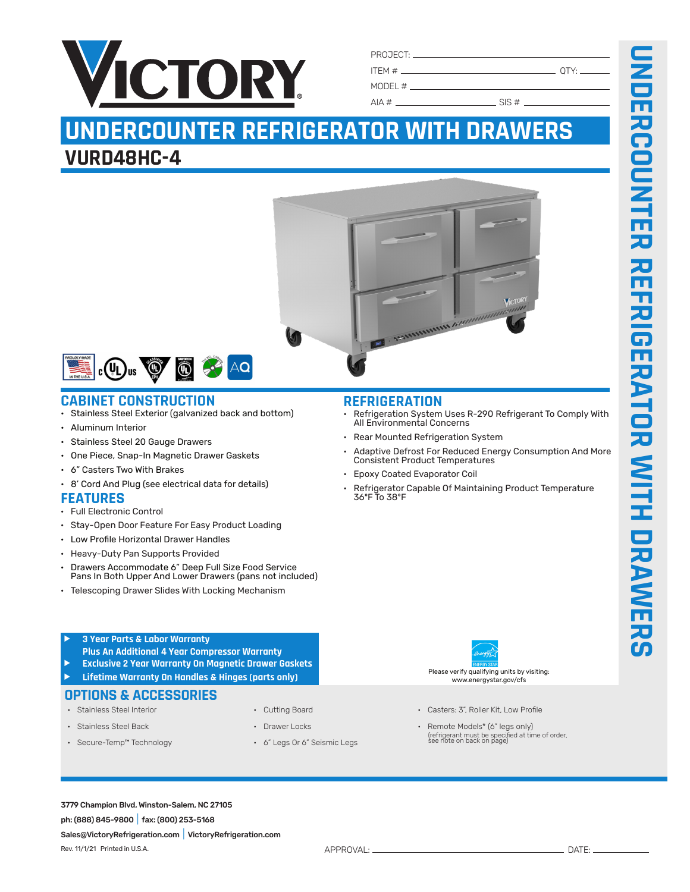PROJECT: ______________________

ITEM # ______________________ QTY: ________

MODEL # ______________________

AIA # ______________ SIS # ______________

# UNDERCOUNTER REFRIGERATOR WITH DRAWERS

## VURD48HC-4

## CABINET CONSTRUCTION

- Stainless Steel Exterior (galvanized back and bottom)
- Aluminum Interior
- Stainless Steel 20 Gauge Drawers
- One Piece, Snap-In Magnetic Drawer Gaskets
- 6" Casters Two With Brakes
- 8' Cord And Plug (see electrical data for details)

## FEATURES

- Full Electronic Control
- Stay-Open Door Feature For Easy Product Loading
- Low Profile Horizontal Drawer Handles
- Heavy-Duty Pan Supports Provided
- Drawers Accommodate 6" Deep Full Size Food Service Pans In Both Upper And Lower Drawers (pans not included)
- Telescoping Drawer Slides With Locking Mechanism

## REFRIGERATION

- Refrigeration System Uses R-290 Refrigerant To Comply With All Environmental Concerns
- Rear Mounted Refrigeration System
- Adaptive Defrost For Reduced Energy Consumption And More Consistent Product Temperatures
- Epoxy Coated Evaporator Coil
- Refrigerator Capable Of Maintaining Product Temperature 36°F To 38°F

- **3 Year Parts & Labor Warranty Plus An Additional 4 Year Compressor Warranty**
- **Exclusive 2 Year Warranty On Magnetic Drawer Gaskets**
- **Lifetime Warranty On Handles & Hinges (parts only)**

Please verify qualifying units by visiting: www.energystar.gov/cfs

## OPTIONS & ACCESSORIES

- Stainless Steel Interior
- Stainless Steel Back
- Secure-Temp™ Technology
- Cutting Board
- Drawer Locks
- 6" Legs Or 6" Seismic Legs
- Casters: 3", Roller Kit, Low Profile
- Remote Models* (6" legs only) (refrigerant must be specified at time of order, see note on back on page)

**3779 Champion Blvd, Winston-Salem, NC 27105**

**ph: (888) 845-9800** | **fax: (800) 253-5168**

**Sales@VictoryRefrigeration.com** | **VictoryRefrigeration.com**

Rev. 11/1/21 Printed in U.S.A.

APPROVAL: ______________________ DATE: ____________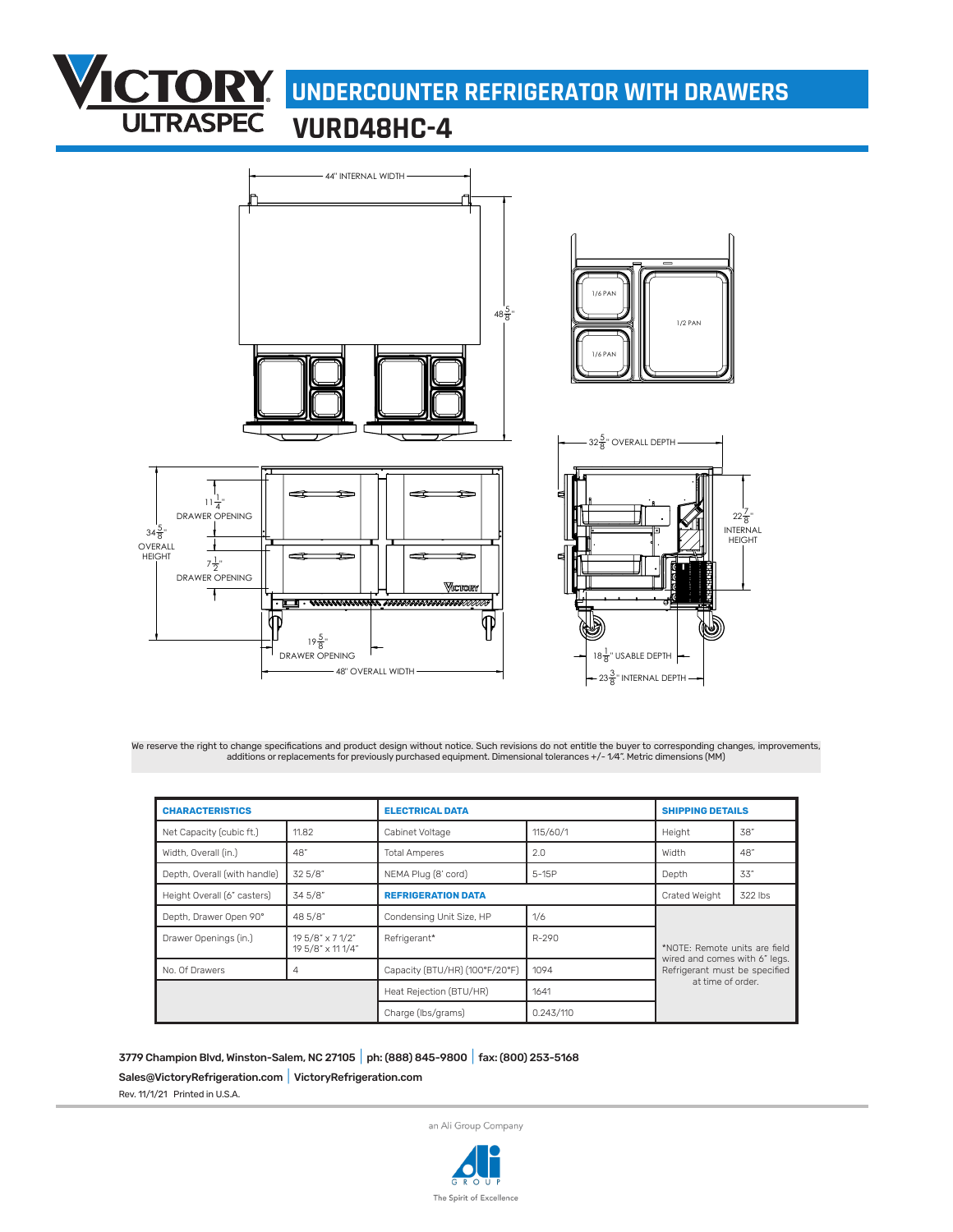# UNDERCOUNTER REFRIGERATOR WITH DRAWERS

## VURD48HC-4

44" INTERNAL WIDTH

$48\frac{5}{8}$"

1/6 PAN

1/6 PAN

1/2 PAN

$32\frac{5}{8}$" OVERALL DEPTH

$11\frac{1}{4}$" DRAWER OPENING

$34\frac{5}{8}$" OVERALL HEIGHT

$7\frac{1}{2}$" DRAWER OPENING

$19\frac{5}{8}$" DRAWER OPENING

48" OVERALL WIDTH

$22\frac{7}{8}$" INTERNAL HEIGHT

$18\frac{1}{8}$" USABLE DEPTH

$23\frac{3}{8}$" INTERNAL DEPTH

We reserve the right to change specifications and product design without notice. Such revisions do not entitle the buyer to corresponding changes, improvements, additions or replacements for previously purchased equipment. Dimensional tolerances +/- 1/4". Metric dimensions (MM)

| **CHARACTERISTICS** | | **ELECTRICAL DATA** | | **SHIPPING DETAILS** | |
|---|---|---|---|---|---|
| Net Capacity (cubic ft.) | 11.82 | Cabinet Voltage | 115/60/1 | Height | 38" |
| Width, Overall (in.) | 48" | Total Amperes | 2.0 | Width | 48" |
| Depth, Overall (with handle) | 32 5/8" | NEMA Plug (8' cord) | 5-15P | Depth | 33" |
| Height Overall (6" casters) | 34 5/8" | **REFRIGERATION DATA** | | Crated Weight | 322 lbs |
| Depth, Drawer Open 90° | 48 5/8" | Condensing Unit Size, HP | 1/6 | *NOTE: Remote units are field wired and comes with 6" legs. Refrigerant must be specified at time of order. | |
| Drawer Openings (in.) | 19 5/8" x 7 1/2"<br>19 5/8" x 11 1/4" | Refrigerant* | R-290 | | |
| No. Of Drawers | 4 | Capacity (BTU/HR) (100°F/20°F) | 1094 | | |
| | | Heat Rejection (BTU/HR) | 1641 | | |
| | | Charge (lbs/grams) | 0.243/110 | | |

**3779 Champion Blvd, Winston-Salem, NC 27105 | ph: (888) 845-9800 | fax: (800) 253-5168**

**Sales@VictoryRefrigeration.com | VictoryRefrigeration.com**

Rev. 11/1/21 Printed in U.S.A.

an Ali Group Company

The Spirit of Excellence